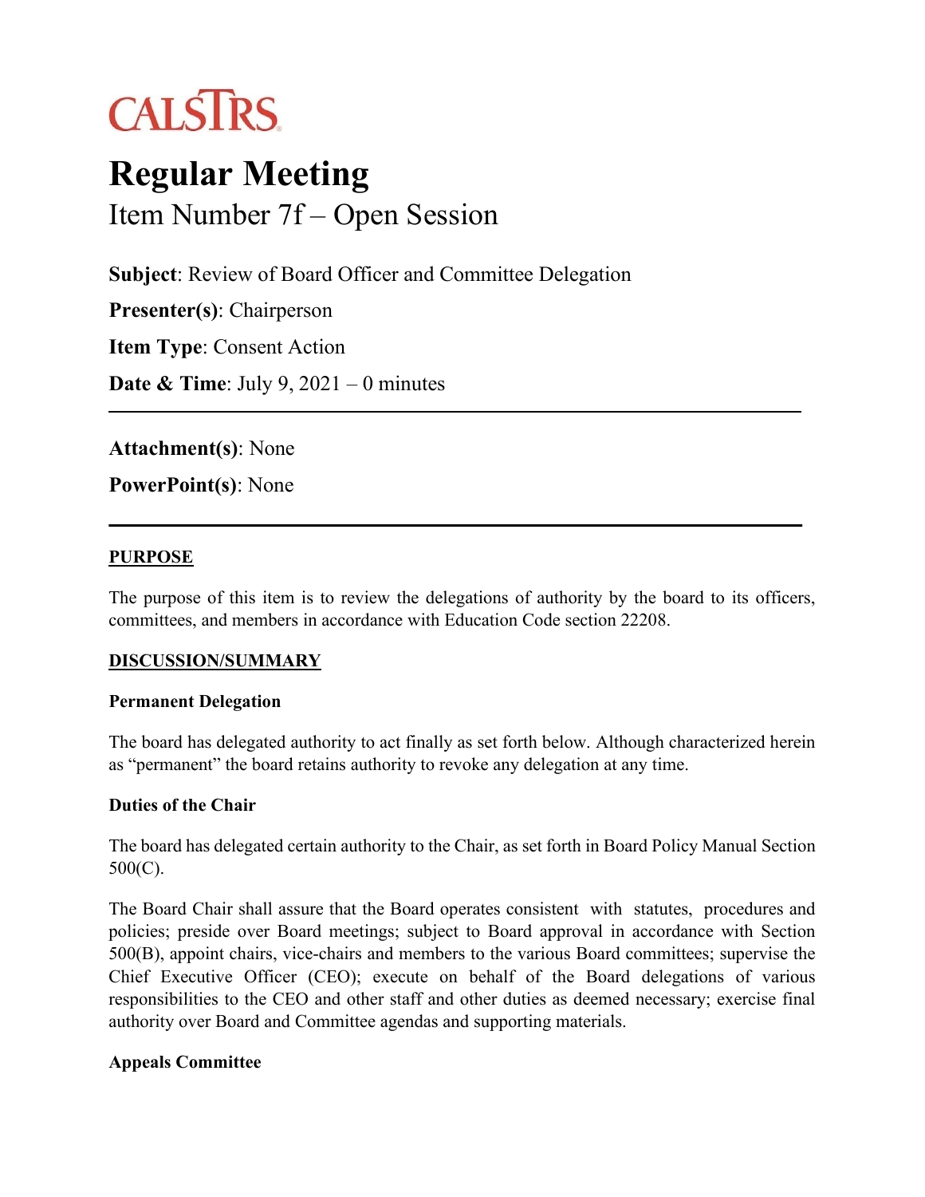CALSTRS

# Regular Meeting

## Item Number 7f – Open Session

**Subject**: Review of Board Officer and Committee Delegation

**Presenter(s)**: Chairperson

**Item Type**: Consent Action

**Date & Time**: July 9, 2021 – 0 minutes

---

**Attachment(s)**: None

**PowerPoint(s)**: None

---

### PURPOSE

The purpose of this item is to review the delegations of authority by the board to its officers, committees, and members in accordance with Education Code section 22208.

### DISCUSSION/SUMMARY

**Permanent Delegation**

The board has delegated authority to act finally as set forth below. Although characterized herein as "permanent" the board retains authority to revoke any delegation at any time.

**Duties of the Chair**

The board has delegated certain authority to the Chair, as set forth in Board Policy Manual Section 500(C).

The Board Chair shall assure that the Board operates consistent with statutes, procedures and policies; preside over Board meetings; subject to Board approval in accordance with Section 500(B), appoint chairs, vice-chairs and members to the various Board committees; supervise the Chief Executive Officer (CEO); execute on behalf of the Board delegations of various responsibilities to the CEO and other staff and other duties as deemed necessary; exercise final authority over Board and Committee agendas and supporting materials.

**Appeals Committee**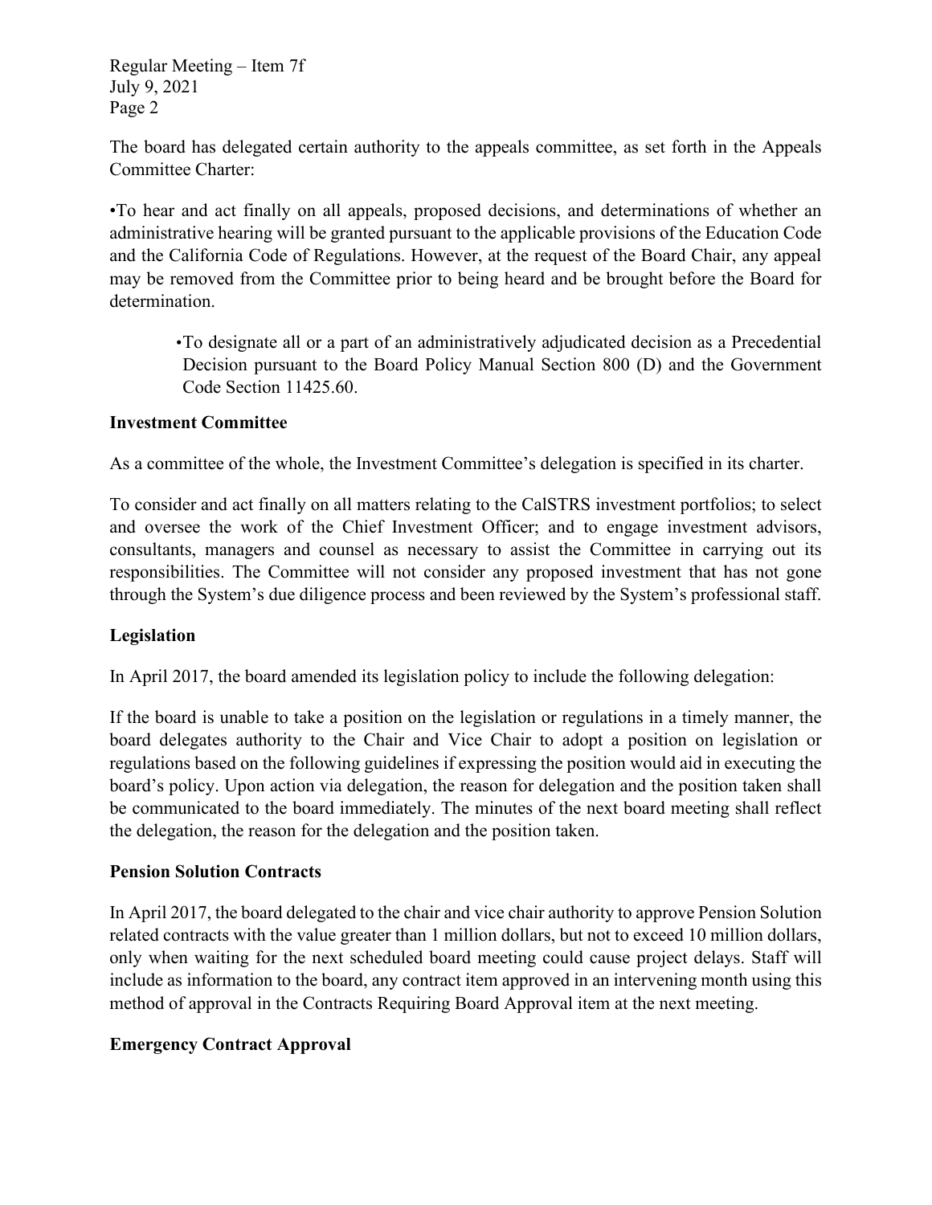The board has delegated certain authority to the appeals committee, as set forth in the Appeals Committee Charter:

- To hear and act finally on all appeals, proposed decisions, and determinations of whether an administrative hearing will be granted pursuant to the applicable provisions of the Education Code and the California Code of Regulations. However, at the request of the Board Chair, any appeal may be removed from the Committee prior to being heard and be brought before the Board for determination.

  - To designate all or a part of an administratively adjudicated decision as a Precedential Decision pursuant to the Board Policy Manual Section 800 (D) and the Government Code Section 11425.60.

**Investment Committee**

As a committee of the whole, the Investment Committee's delegation is specified in its charter.

To consider and act finally on all matters relating to the CalSTRS investment portfolios; to select and oversee the work of the Chief Investment Officer; and to engage investment advisors, consultants, managers and counsel as necessary to assist the Committee in carrying out its responsibilities. The Committee will not consider any proposed investment that has not gone through the System's due diligence process and been reviewed by the System's professional staff.

**Legislation**

In April 2017, the board amended its legislation policy to include the following delegation:

If the board is unable to take a position on the legislation or regulations in a timely manner, the board delegates authority to the Chair and Vice Chair to adopt a position on legislation or regulations based on the following guidelines if expressing the position would aid in executing the board's policy. Upon action via delegation, the reason for delegation and the position taken shall be communicated to the board immediately. The minutes of the next board meeting shall reflect the delegation, the reason for the delegation and the position taken.

**Pension Solution Contracts**

In April 2017, the board delegated to the chair and vice chair authority to approve Pension Solution related contracts with the value greater than 1 million dollars, but not to exceed 10 million dollars, only when waiting for the next scheduled board meeting could cause project delays. Staff will include as information to the board, any contract item approved in an intervening month using this method of approval in the Contracts Requiring Board Approval item at the next meeting.

**Emergency Contract Approval**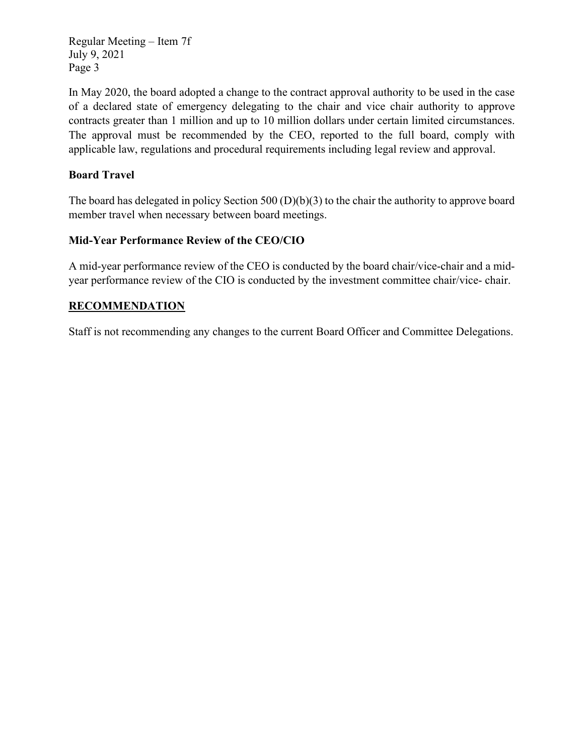In May 2020, the board adopted a change to the contract approval authority to be used in the case of a declared state of emergency delegating to the chair and vice chair authority to approve contracts greater than 1 million and up to 10 million dollars under certain limited circumstances. The approval must be recommended by the CEO, reported to the full board, comply with applicable law, regulations and procedural requirements including legal review and approval.

**Board Travel**

The board has delegated in policy Section 500 (D)(b)(3) to the chair the authority to approve board member travel when necessary between board meetings.

**Mid-Year Performance Review of the CEO/CIO**

A mid-year performance review of the CEO is conducted by the board chair/vice-chair and a mid-year performance review of the CIO is conducted by the investment committee chair/vice- chair.

## RECOMMENDATION

Staff is not recommending any changes to the current Board Officer and Committee Delegations.